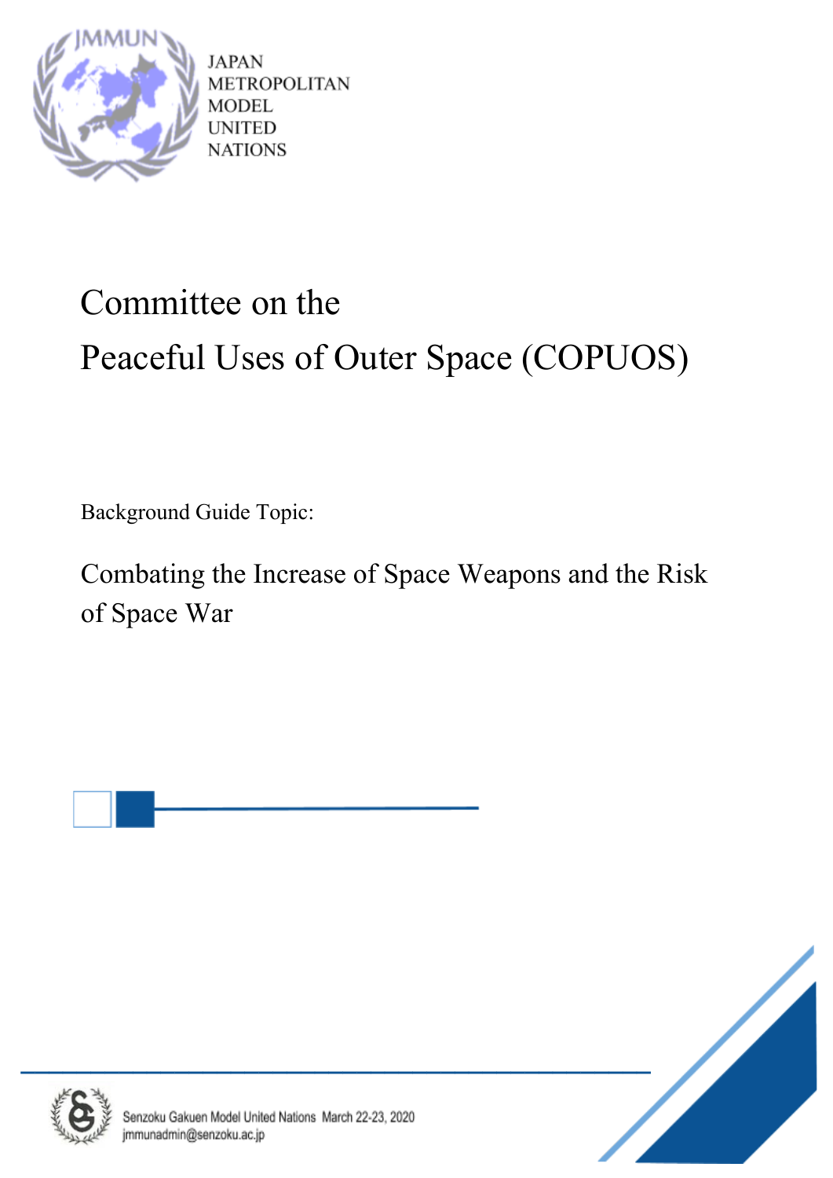JAPAN
METROPOLITAN
MODEL
UNITED
NATIONS

# Committee on the Peaceful Uses of Outer Space (COPUOS)

Background Guide Topic:

## Combating the Increase of Space Weapons and the Risk of Space War

Senzoku Gakuen Model United Nations March 22-23, 2020
jmmunadmin@senzoku.ac.jp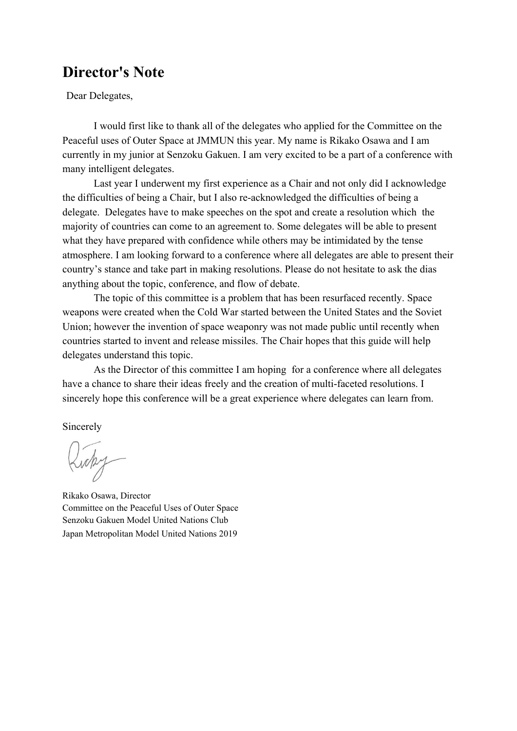# Director's Note

Dear Delegates,

I would first like to thank all of the delegates who applied for the Committee on the Peaceful uses of Outer Space at JMMUN this year. My name is Rikako Osawa and I am currently in my junior at Senzoku Gakuen. I am very excited to be a part of a conference with many intelligent delegates.

Last year I underwent my first experience as a Chair and not only did I acknowledge the difficulties of being a Chair, but I also re-acknowledged the difficulties of being a delegate. Delegates have to make speeches on the spot and create a resolution which the majority of countries can come to an agreement to. Some delegates will be able to present what they have prepared with confidence while others may be intimidated by the tense atmosphere. I am looking forward to a conference where all delegates are able to present their country's stance and take part in making resolutions. Please do not hesitate to ask the dias anything about the topic, conference, and flow of debate.

The topic of this committee is a problem that has been resurfaced recently. Space weapons were created when the Cold War started between the United States and the Soviet Union; however the invention of space weaponry was not made public until recently when countries started to invent and release missiles. The Chair hopes that this guide will help delegates understand this topic.

As the Director of this committee I am hoping for a conference where all delegates have a chance to share their ideas freely and the creation of multi-faceted resolutions. I sincerely hope this conference will be a great experience where delegates can learn from.

Sincerely

Ricky

Rikako Osawa, Director
Committee on the Peaceful Uses of Outer Space
Senzoku Gakuen Model United Nations Club
Japan Metropolitan Model United Nations 2019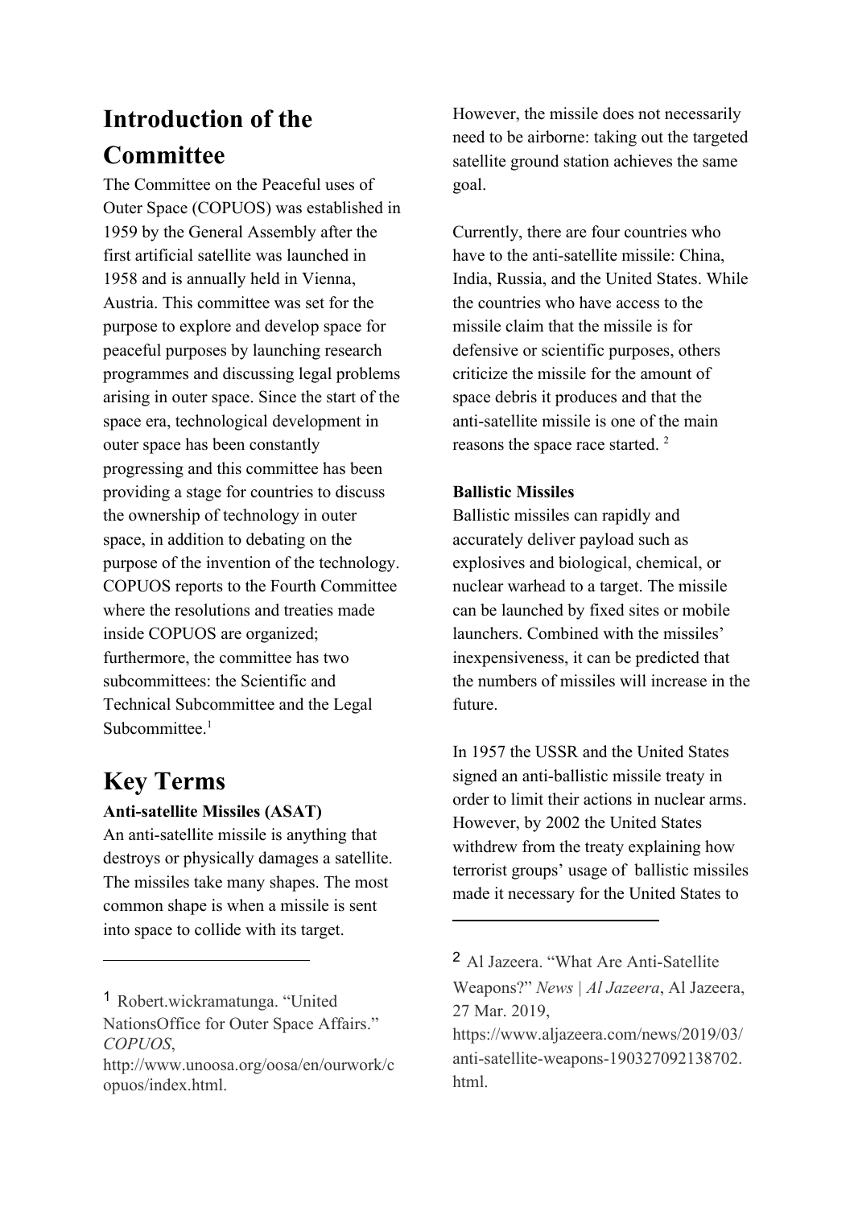# Introduction of the Committee

The Committee on the Peaceful uses of Outer Space (COPUOS) was established in 1959 by the General Assembly after the first artificial satellite was launched in 1958 and is annually held in Vienna, Austria. This committee was set for the purpose to explore and develop space for peaceful purposes by launching research programmes and discussing legal problems arising in outer space. Since the start of the space era, technological development in outer space has been constantly progressing and this committee has been providing a stage for countries to discuss the ownership of technology in outer space, in addition to debating on the purpose of the invention of the technology. COPUOS reports to the Fourth Committee where the resolutions and treaties made inside COPUOS are organized; furthermore, the committee has two subcommittees: the Scientific and Technical Subcommittee and the Legal Subcommittee.[1]

# Key Terms

**Anti-satellite Missiles (ASAT)**

An anti-satellite missile is anything that destroys or physically damages a satellite. The missiles take many shapes. The most common shape is when a missile is sent into space to collide with its target. However, the missile does not necessarily need to be airborne: taking out the targeted satellite ground station achieves the same goal.

Currently, there are four countries who have to the anti-satellite missile: China, India, Russia, and the United States. While the countries who have access to the missile claim that the missile is for defensive or scientific purposes, others criticize the missile for the amount of space debris it produces and that the anti-satellite missile is one of the main reasons the space race started. [2]

**Ballistic Missiles**

Ballistic missiles can rapidly and accurately deliver payload such as explosives and biological, chemical, or nuclear warhead to a target. The missile can be launched by fixed sites or mobile launchers. Combined with the missiles' inexpensiveness, it can be predicted that the numbers of missiles will increase in the future.

In 1957 the USSR and the United States signed an anti-ballistic missile treaty in order to limit their actions in nuclear arms. However, by 2002 the United States withdrew from the treaty explaining how terrorist groups' usage of ballistic missiles made it necessary for the United States to

---

[1] Robert.wickramatunga. "United NationsOffice for Outer Space Affairs." *COPUOS*, http://www.unoosa.org/oosa/en/ourwork/copuos/index.html.

[2] Al Jazeera. "What Are Anti-Satellite Weapons?" *News | Al Jazeera*, Al Jazeera, 27 Mar. 2019, https://www.aljazeera.com/news/2019/03/anti-satellite-weapons-190327092138702.html.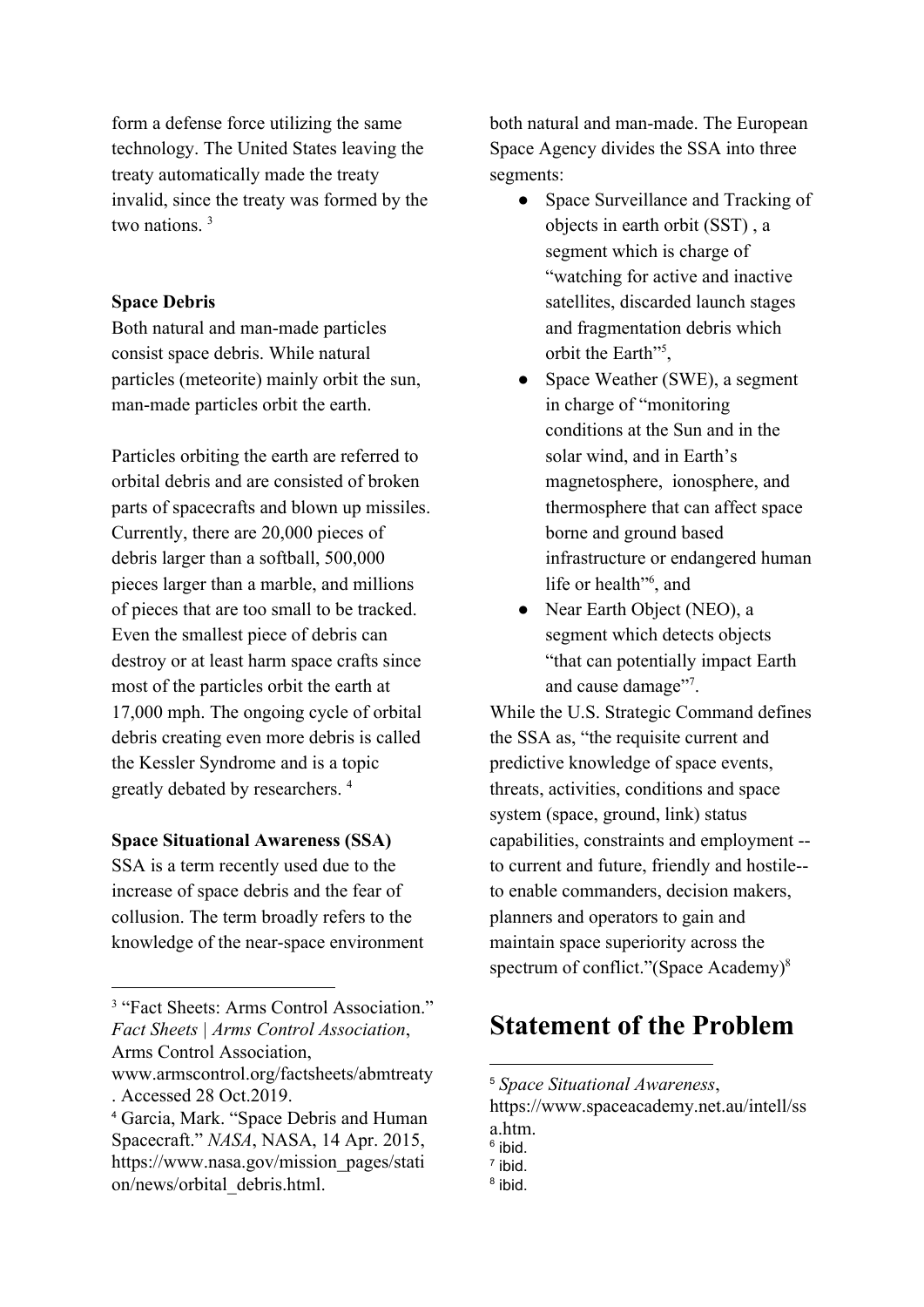form a defense force utilizing the same technology. The United States leaving the treaty automatically made the treaty invalid, since the treaty was formed by the two nations. [3]

**Space Debris**

Both natural and man-made particles consist space debris. While natural particles (meteorite) mainly orbit the sun, man-made particles orbit the earth.

Particles orbiting the earth are referred to orbital debris and are consisted of broken parts of spacecrafts and blown up missiles. Currently, there are 20,000 pieces of debris larger than a softball, 500,000 pieces larger than a marble, and millions of pieces that are too small to be tracked. Even the smallest piece of debris can destroy or at least harm space crafts since most of the particles orbit the earth at 17,000 mph. The ongoing cycle of orbital debris creating even more debris is called the Kessler Syndrome and is a topic greatly debated by researchers. [4]

**Space Situational Awareness (SSA)**

SSA is a term recently used due to the increase of space debris and the fear of collusion. The term broadly refers to the knowledge of the near-space environment both natural and man-made. The European Space Agency divides the SSA into three segments:

- Space Surveillance and Tracking of objects in earth orbit (SST) , a segment which is charge of "watching for active and inactive satellites, discarded launch stages and fragmentation debris which orbit the Earth"[5],
- Space Weather (SWE), a segment in charge of "monitoring conditions at the Sun and in the solar wind, and in Earth's magnetosphere, ionosphere, and thermosphere that can affect space borne and ground based infrastructure or endangered human life or health"[6], and
- Near Earth Object (NEO), a segment which detects objects "that can potentially impact Earth and cause damage"[7].

While the U.S. Strategic Command defines the SSA as, "the requisite current and predictive knowledge of space events, threats, activities, conditions and space system (space, ground, link) status capabilities, constraints and employment -- to current and future, friendly and hostile-- to enable commanders, decision makers, planners and operators to gain and maintain space superiority across the spectrum of conflict."(Space Academy)[8]

# Statement of the Problem

---

[3] "Fact Sheets: Arms Control Association." *Fact Sheets | Arms Control Association*, Arms Control Association, www.armscontrol.org/factsheets/abmtreaty. Accessed 28 Oct.2019.

[4] Garcia, Mark. "Space Debris and Human Spacecraft." *NASA*, NASA, 14 Apr. 2015, https://www.nasa.gov/mission_pages/station/news/orbital_debris.html.

[5] *Space Situational Awareness*, https://www.spaceacademy.net.au/intell/ssa.htm.

[6] ibid.

[7] ibid.

[8] ibid.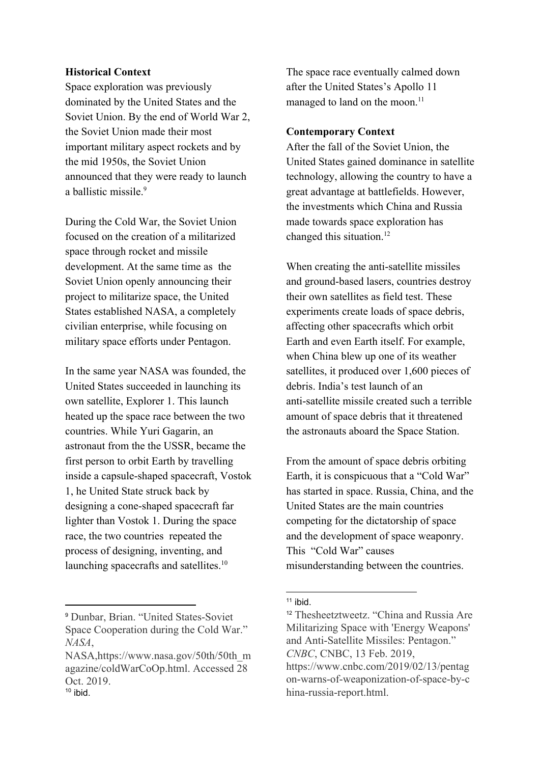**Historical Context**

Space exploration was previously dominated by the United States and the Soviet Union. By the end of World War 2, the Soviet Union made their most important military aspect rockets and by the mid 1950s, the Soviet Union announced that they were ready to launch a ballistic missile.[9]

During the Cold War, the Soviet Union focused on the creation of a militarized space through rocket and missile development. At the same time as  the Soviet Union openly announcing their project to militarize space, the United States established NASA, a completely civilian enterprise, while focusing on military space efforts under Pentagon.

In the same year NASA was founded, the United States succeeded in launching its own satellite, Explorer 1. This launch heated up the space race between the two countries. While Yuri Gagarin, an astronaut from the the USSR, became the first person to orbit Earth by travelling inside a capsule-shaped spacecraft, Vostok 1, he United State struck back by designing a cone-shaped spacecraft far lighter than Vostok 1. During the space race, the two countries  repeated the process of designing, inventing, and launching spacecrafts and satellites.[10]

The space race eventually calmed down after the United States's Apollo 11 managed to land on the moon.[11]

**Contemporary Context**

After the fall of the Soviet Union, the United States gained dominance in satellite technology, allowing the country to have a great advantage at battlefields. However, the investments which China and Russia made towards space exploration has changed this situation.[12]

When creating the anti-satellite missiles and ground-based lasers, countries destroy their own satellites as field test. These experiments create loads of space debris, affecting other spacecrafts which orbit Earth and even Earth itself. For example, when China blew up one of its weather satellites, it produced over 1,600 pieces of debris. India's test launch of an anti-satellite missile created such a terrible amount of space debris that it threatened the astronauts aboard the Space Station.

From the amount of space debris orbiting Earth, it is conspicuous that a "Cold War" has started in space. Russia, China, and the United States are the main countries competing for the dictatorship of space and the development of space weaponry. This  "Cold War" causes misunderstanding between the countries.

---

[9] Dunbar, Brian. "United States-Soviet Space Cooperation during the Cold War." *NASA*, NASA,https://www.nasa.gov/50th/50th_magazine/coldWarCoOp.html. Accessed 28 Oct. 2019.

[10] ibid.

[11] ibid.

[12] Thesheetztweetz. "China and Russia Are Militarizing Space with 'Energy Weapons' and Anti-Satellite Missiles: Pentagon." *CNBC*, CNBC, 13 Feb. 2019, https://www.cnbc.com/2019/02/13/pentagon-warns-of-weaponization-of-space-by-china-russia-report.html.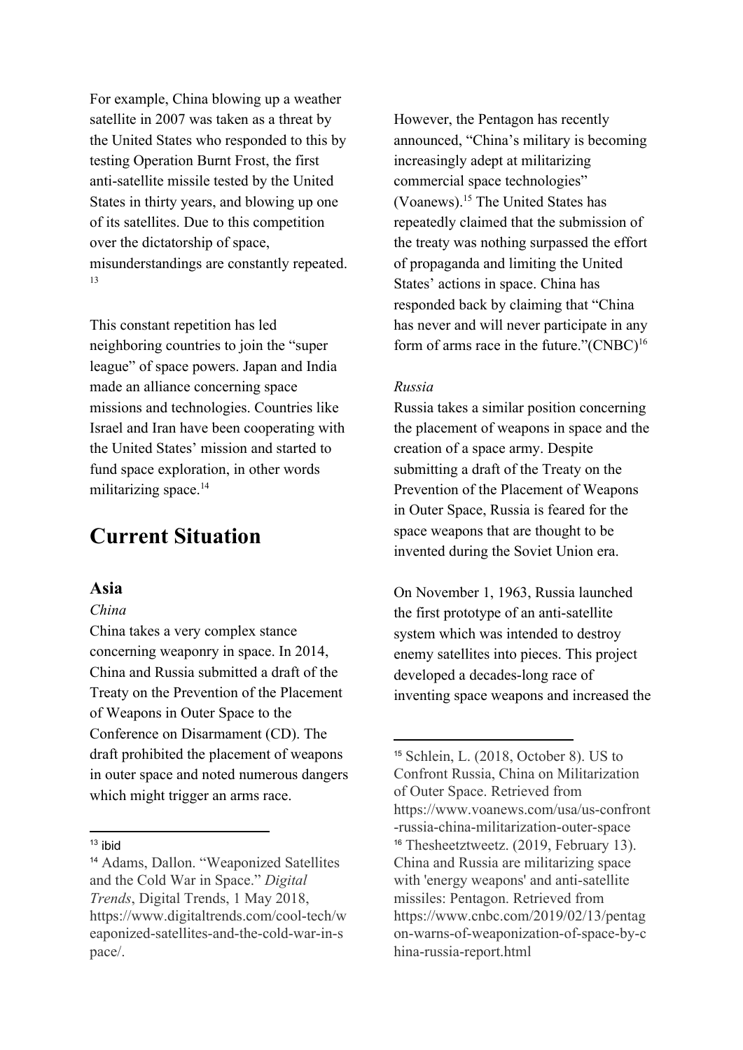For example, China blowing up a weather satellite in 2007 was taken as a threat by the United States who responded to this by testing Operation Burnt Frost, the first anti-satellite missile tested by the United States in thirty years, and blowing up one of its satellites. Due to this competition over the dictatorship of space, misunderstandings are constantly repeated.[13]

This constant repetition has led neighboring countries to join the "super league" of space powers. Japan and India made an alliance concerning space missions and technologies. Countries like Israel and Iran have been cooperating with the United States' mission and started to fund space exploration, in other words militarizing space.[14]

# Current Situation

## Asia

*China*

China takes a very complex stance concerning weaponry in space. In 2014, China and Russia submitted a draft of the Treaty on the Prevention of the Placement of Weapons in Outer Space to the Conference on Disarmament (CD). The draft prohibited the placement of weapons in outer space and noted numerous dangers which might trigger an arms race.

However, the Pentagon has recently announced, "China's military is becoming increasingly adept at militarizing commercial space technologies" (Voanews).[15] The United States has repeatedly claimed that the submission of the treaty was nothing surpassed the effort of propaganda and limiting the United States' actions in space. China has responded back by claiming that "China has never and will never participate in any form of arms race in the future."(CNBC)[16]

*Russia*

Russia takes a similar position concerning the placement of weapons in space and the creation of a space army. Despite submitting a draft of the Treaty on the Prevention of the Placement of Weapons in Outer Space, Russia is feared for the space weapons that are thought to be invented during the Soviet Union era.

On November 1, 1963, Russia launched the first prototype of an anti-satellite system which was intended to destroy enemy satellites into pieces. This project developed a decades-long race of inventing space weapons and increased the

---

[13] ibid

[14] Adams, Dallon. "Weaponized Satellites and the Cold War in Space." *Digital Trends*, Digital Trends, 1 May 2018, https://www.digitaltrends.com/cool-tech/weaponized-satellites-and-the-cold-war-in-space/.

[15] Schlein, L. (2018, October 8). US to Confront Russia, China on Militarization of Outer Space. Retrieved from https://www.voanews.com/usa/us-confront-russia-china-militarization-outer-space

[16] Thesheetztweetz. (2019, February 13). China and Russia are militarizing space with 'energy weapons' and anti-satellite missiles: Pentagon. Retrieved from https://www.cnbc.com/2019/02/13/pentagon-warns-of-weaponization-of-space-by-china-russia-report.html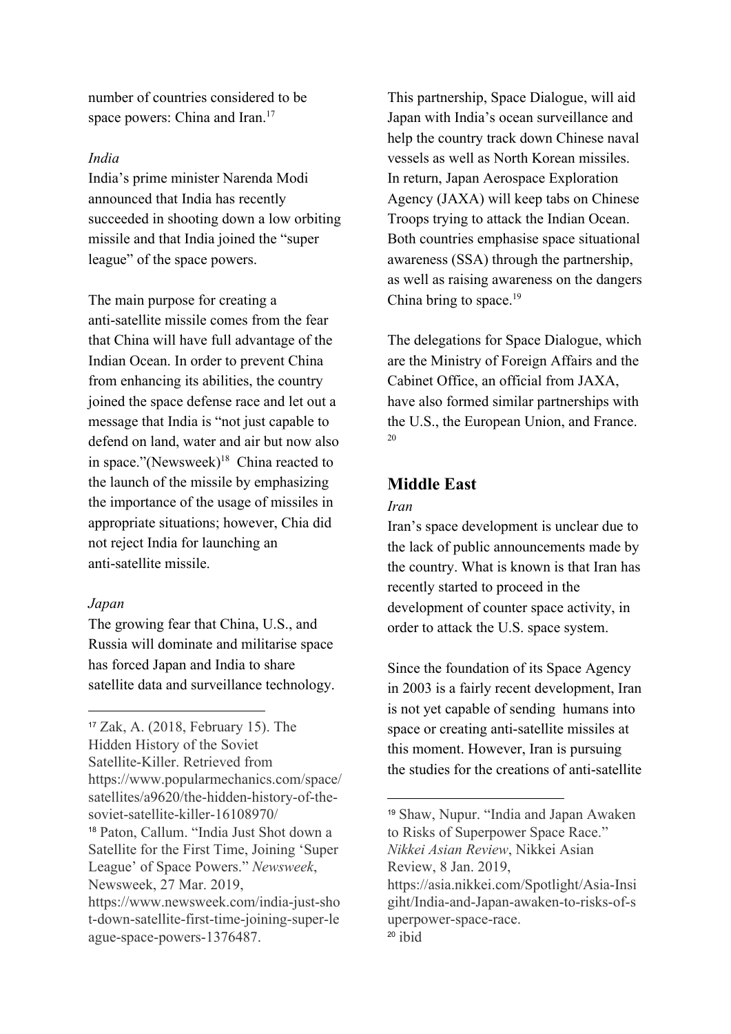number of countries considered to be space powers: China and Iran.[17]

*India*

India's prime minister Narenda Modi announced that India has recently succeeded in shooting down a low orbiting missile and that India joined the "super league" of the space powers.

The main purpose for creating a anti-satellite missile comes from the fear that China will have full advantage of the Indian Ocean. In order to prevent China from enhancing its abilities, the country joined the space defense race and let out a message that India is "not just capable to defend on land, water and air but now also in space."(Newsweek)[18] China reacted to the launch of the missile by emphasizing the importance of the usage of missiles in appropriate situations; however, Chia did not reject India for launching an anti-satellite missile.

*Japan*

The growing fear that China, U.S., and Russia will dominate and militarise space has forced Japan and India to share satellite data and surveillance technology. This partnership, Space Dialogue, will aid Japan with India's ocean surveillance and help the country track down Chinese naval vessels as well as North Korean missiles. In return, Japan Aerospace Exploration Agency (JAXA) will keep tabs on Chinese Troops trying to attack the Indian Ocean. Both countries emphasise space situational awareness (SSA) through the partnership, as well as raising awareness on the dangers China bring to space.[19]

The delegations for Space Dialogue, which are the Ministry of Foreign Affairs and the Cabinet Office, an official from JAXA, have also formed similar partnerships with the U.S., the European Union, and France.[20]

## Middle East

*Iran*

Iran's space development is unclear due to the lack of public announcements made by the country. What is known is that Iran has recently started to proceed in the development of counter space activity, in order to attack the U.S. space system.

Since the foundation of its Space Agency in 2003 is a fairly recent development, Iran is not yet capable of sending humans into space or creating anti-satellite missiles at this moment. However, Iran is pursuing the studies for the creations of anti-satellite

---

[17] Zak, A. (2018, February 15). The Hidden History of the Soviet Satellite-Killer. Retrieved from https://www.popularmechanics.com/space/satellites/a9620/the-hidden-history-of-the-soviet-satellite-killer-16108970/

[18] Paton, Callum. "India Just Shot down a Satellite for the First Time, Joining 'Super League' of Space Powers." *Newsweek*, Newsweek, 27 Mar. 2019, https://www.newsweek.com/india-just-shot-down-satellite-first-time-joining-super-league-space-powers-1376487.

[19] Shaw, Nupur. "India and Japan Awaken to Risks of Superpower Space Race." *Nikkei Asian Review*, Nikkei Asian Review, 8 Jan. 2019, https://asia.nikkei.com/Spotlight/Asia-Insight/India-and-Japan-awaken-to-risks-of-superpower-space-race.

[20] ibid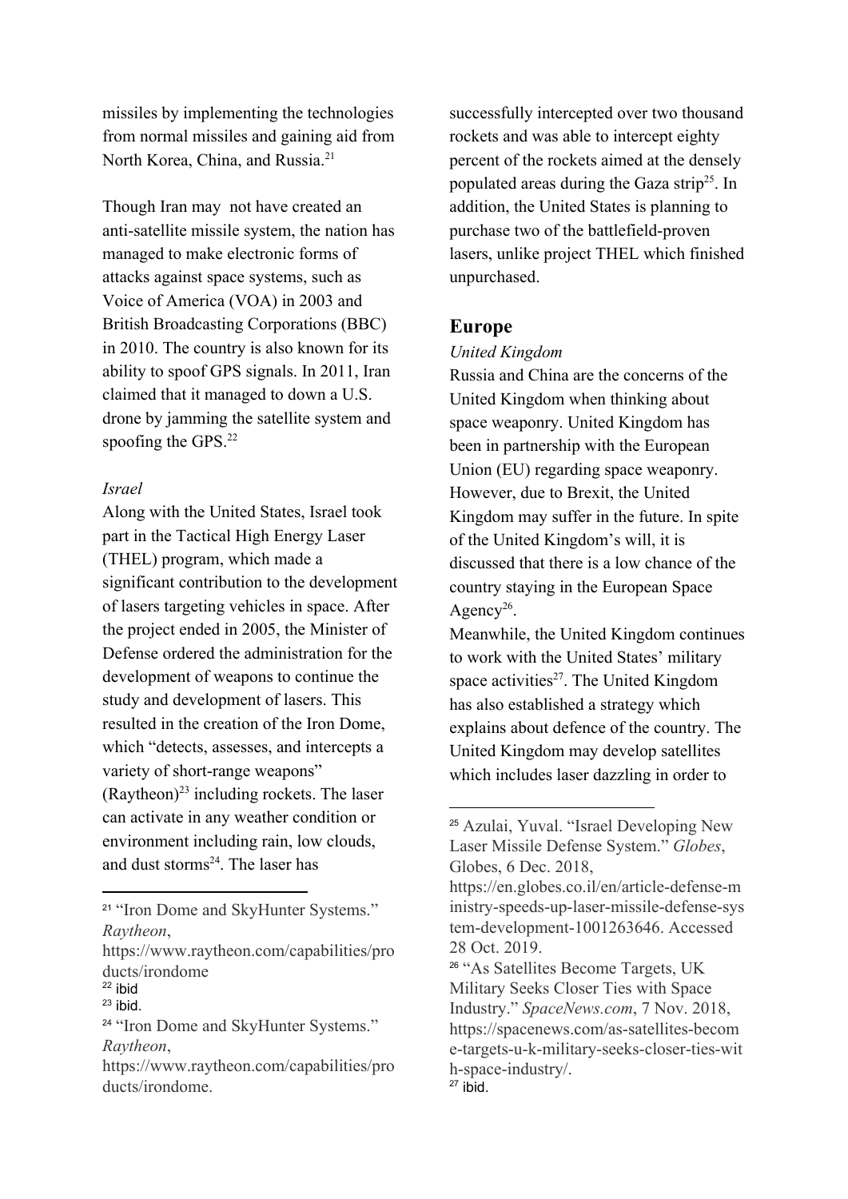missiles by implementing the technologies from normal missiles and gaining aid from North Korea, China, and Russia.[21]

Though Iran may not have created an anti-satellite missile system, the nation has managed to make electronic forms of attacks against space systems, such as Voice of America (VOA) in 2003 and British Broadcasting Corporations (BBC) in 2010. The country is also known for its ability to spoof GPS signals. In 2011, Iran claimed that it managed to down a U.S. drone by jamming the satellite system and spoofing the GPS.[22]

*Israel*

Along with the United States, Israel took part in the Tactical High Energy Laser (THEL) program, which made a significant contribution to the development of lasers targeting vehicles in space. After the project ended in 2005, the Minister of Defense ordered the administration for the development of weapons to continue the study and development of lasers. This resulted in the creation of the Iron Dome, which "detects, assesses, and intercepts a variety of short-range weapons" (Raytheon)[23] including rockets. The laser can activate in any weather condition or environment including rain, low clouds, and dust storms[24]. The laser has successfully intercepted over two thousand rockets and was able to intercept eighty percent of the rockets aimed at the densely populated areas during the Gaza strip[25]. In addition, the United States is planning to purchase two of the battlefield-proven lasers, unlike project THEL which finished unpurchased.

## Europe

*United Kingdom*

Russia and China are the concerns of the United Kingdom when thinking about space weaponry. United Kingdom has been in partnership with the European Union (EU) regarding space weaponry. However, due to Brexit, the United Kingdom may suffer in the future. In spite of the United Kingdom's will, it is discussed that there is a low chance of the country staying in the European Space Agency[26].

Meanwhile, the United Kingdom continues to work with the United States' military space activities[27]. The United Kingdom has also established a strategy which explains about defence of the country. The United Kingdom may develop satellites which includes laser dazzling in order to

---

[21] "Iron Dome and SkyHunter Systems." *Raytheon*, https://www.raytheon.com/capabilities/products/irondome

[22] ibid

[23] ibid.

[24] "Iron Dome and SkyHunter Systems." *Raytheon*, https://www.raytheon.com/capabilities/products/irondome.

[25] Azulai, Yuval. "Israel Developing New Laser Missile Defense System." *Globes*, Globes, 6 Dec. 2018, https://en.globes.co.il/en/article-defense-ministry-speeds-up-laser-missile-defense-system-development-1001263646. Accessed 28 Oct. 2019.

[26] "As Satellites Become Targets, UK Military Seeks Closer Ties with Space Industry." *SpaceNews.com*, 7 Nov. 2018, https://spacenews.com/as-satellites-become-targets-u-k-military-seeks-closer-ties-with-space-industry/.

[27] ibid.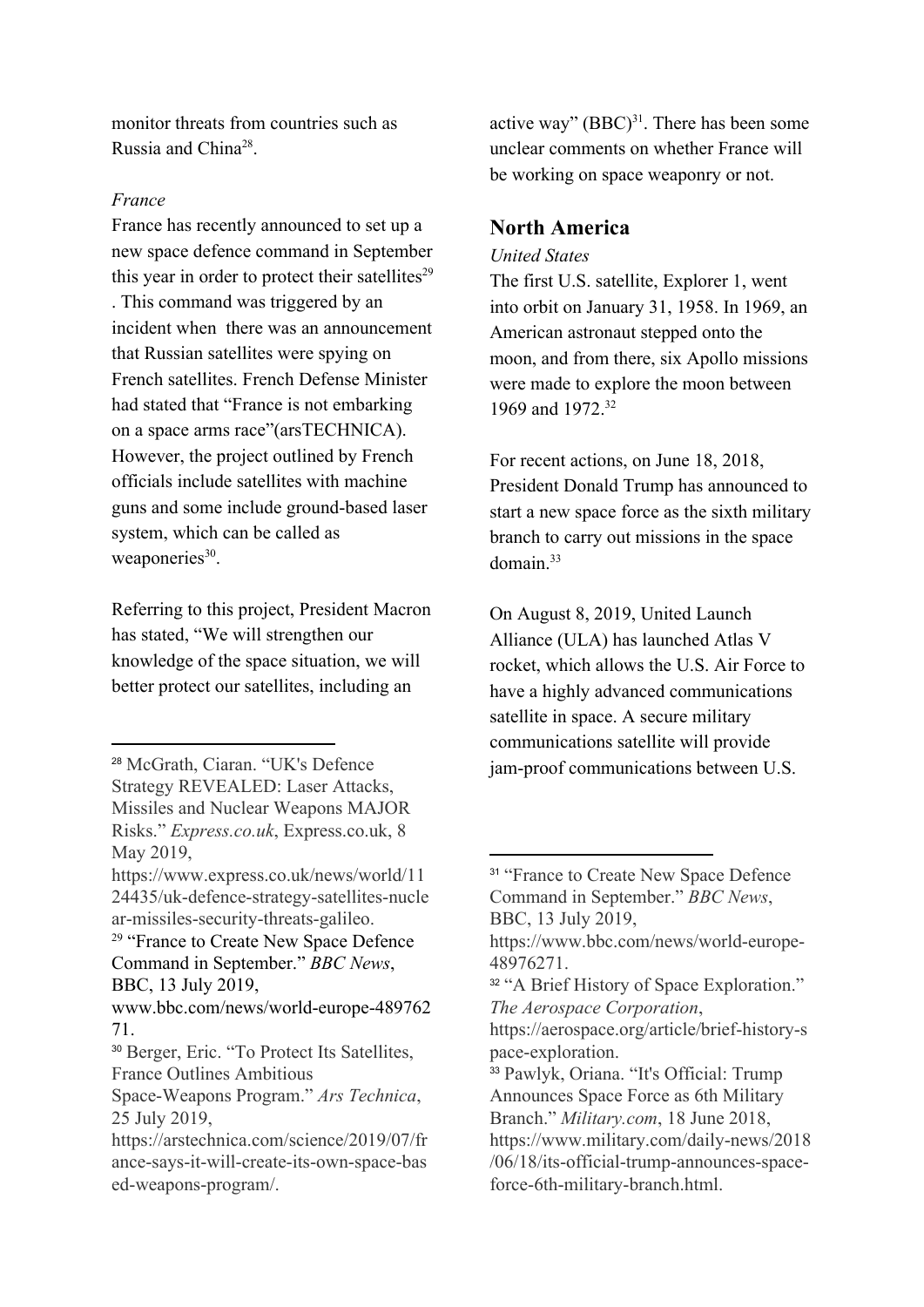monitor threats from countries such as Russia and China[28].

*France*

France has recently announced to set up a new space defence command in September this year in order to protect their satellites[29]. This command was triggered by an incident when there was an announcement that Russian satellites were spying on French satellites. French Defense Minister had stated that "France is not embarking on a space arms race"(arsTECHNICA). However, the project outlined by French officials include satellites with machine guns and some include ground-based laser system, which can be called as weaponeries[30].

Referring to this project, President Macron has stated, "We will strengthen our knowledge of the space situation, we will better protect our satellites, including an active way" (BBC)[31]. There has been some unclear comments on whether France will be working on space weaponry or not.

## North America

*United States*

The first U.S. satellite, Explorer 1, went into orbit on January 31, 1958. In 1969, an American astronaut stepped onto the moon, and from there, six Apollo missions were made to explore the moon between 1969 and 1972.[32]

For recent actions, on June 18, 2018, President Donald Trump has announced to start a new space force as the sixth military branch to carry out missions in the space domain.[33]

On August 8, 2019, United Launch Alliance (ULA) has launched Atlas V rocket, which allows the U.S. Air Force to have a highly advanced communications satellite in space. A secure military communications satellite will provide jam-proof communications between U.S.

---

[28] McGrath, Ciaran. "UK's Defence Strategy REVEALED: Laser Attacks, Missiles and Nuclear Weapons MAJOR Risks." *Express.co.uk*, Express.co.uk, 8 May 2019, https://www.express.co.uk/news/world/1124435/uk-defence-strategy-satellites-nuclear-missiles-security-threats-galileo.

[29] "France to Create New Space Defence Command in September." *BBC News*, BBC, 13 July 2019, www.bbc.com/news/world-europe-48976271.

[30] Berger, Eric. "To Protect Its Satellites, France Outlines Ambitious Space-Weapons Program." *Ars Technica*, 25 July 2019, https://arstechnica.com/science/2019/07/france-says-it-will-create-its-own-space-based-weapons-program/.

[31] "France to Create New Space Defence Command in September." *BBC News*, BBC, 13 July 2019, https://www.bbc.com/news/world-europe-48976271.

[32] "A Brief History of Space Exploration." *The Aerospace Corporation*, https://aerospace.org/article/brief-history-space-exploration.

[33] Pawlyk, Oriana. "It's Official: Trump Announces Space Force as 6th Military Branch." *Military.com*, 18 June 2018, https://www.military.com/daily-news/2018/06/18/its-official-trump-announces-space-force-6th-military-branch.html.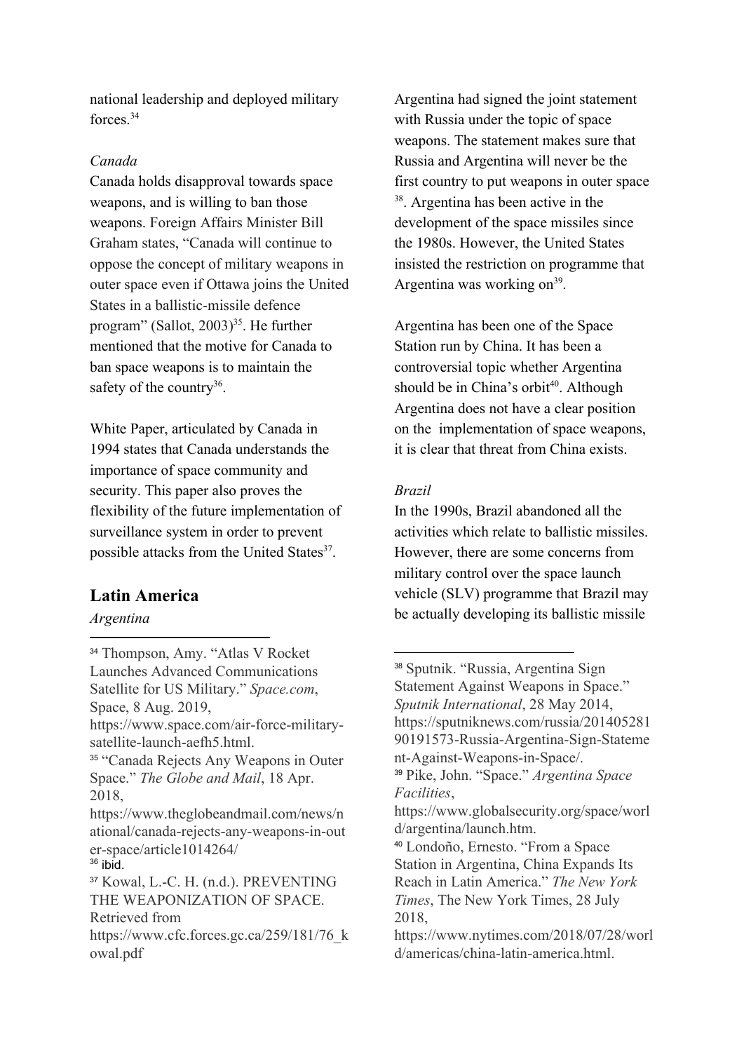national leadership and deployed military forces.[34]

*Canada*

Canada holds disapproval towards space weapons, and is willing to ban those weapons. Foreign Affairs Minister Bill Graham states, "Canada will continue to oppose the concept of military weapons in outer space even if Ottawa joins the United States in a ballistic-missile defence program" (Sallot, 2003)[35]. He further mentioned that the motive for Canada to ban space weapons is to maintain the safety of the country[36].

White Paper, articulated by Canada in 1994 states that Canada understands the importance of space community and security. This paper also proves the flexibility of the future implementation of surveillance system in order to prevent possible attacks from the United States[37].

## Latin America

*Argentina*

Argentina had signed the joint statement with Russia under the topic of space weapons. The statement makes sure that Russia and Argentina will never be the first country to put weapons in outer space [38]. Argentina has been active in the development of the space missiles since the 1980s. However, the United States insisted the restriction on programme that Argentina was working on[39].

Argentina has been one of the Space Station run by China. It has been a controversial topic whether Argentina should be in China's orbit[40]. Although Argentina does not have a clear position on the implementation of space weapons, it is clear that threat from China exists.

*Brazil*

In the 1990s, Brazil abandoned all the activities which relate to ballistic missiles. However, there are some concerns from military control over the space launch vehicle (SLV) programme that Brazil may be actually developing its ballistic missile

---

[34] Thompson, Amy. "Atlas V Rocket Launches Advanced Communications Satellite for US Military." *Space.com*, Space, 8 Aug. 2019, https://www.space.com/air-force-military-satellite-launch-aefh5.html.

[35] "Canada Rejects Any Weapons in Outer Space." *The Globe and Mail*, 18 Apr. 2018, https://www.theglobeandmail.com/news/national/canada-rejects-any-weapons-in-outer-space/article1014264/

[36] ibid.

[37] Kowal, L.-C. H. (n.d.). PREVENTING THE WEAPONIZATION OF SPACE. Retrieved from https://www.cfc.forces.gc.ca/259/181/76_kowal.pdf

[38] Sputnik. "Russia, Argentina Sign Statement Against Weapons in Space." *Sputnik International*, 28 May 2014, https://sputniknews.com/russia/20140528190191573-Russia-Argentina-Sign-Statement-Against-Weapons-in-Space/.

[39] Pike, John. "Space." *Argentina Space Facilities*, https://www.globalsecurity.org/space/world/argentina/launch.htm.

[40] Londoño, Ernesto. "From a Space Station in Argentina, China Expands Its Reach in Latin America." *The New York Times*, The New York Times, 28 July 2018, https://www.nytimes.com/2018/07/28/world/americas/china-latin-america.html.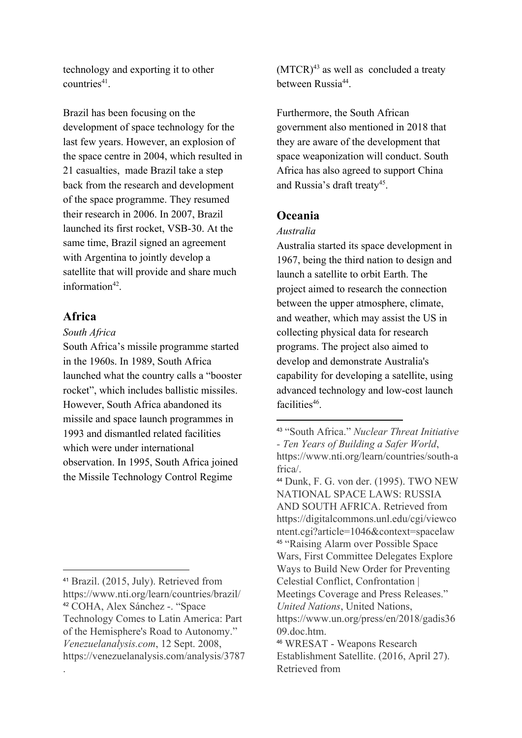technology and exporting it to other countries[41].

Brazil has been focusing on the development of space technology for the last few years. However, an explosion of the space centre in 2004, which resulted in 21 casualties, made Brazil take a step back from the research and development of the space programme. They resumed their research in 2006. In 2007, Brazil launched its first rocket, VSB-30. At the same time, Brazil signed an agreement with Argentina to jointly develop a satellite that will provide and share much information[42].

## Africa

*South Africa*

South Africa's missile programme started in the 1960s. In 1989, South Africa launched what the country calls a "booster rocket", which includes ballistic missiles. However, South Africa abandoned its missile and space launch programmes in 1993 and dismantled related facilities which were under international observation. In 1995, South Africa joined the Missile Technology Control Regime (MTCR)[43] as well as concluded a treaty between Russia[44].

Furthermore, the South African government also mentioned in 2018 that they are aware of the development that space weaponization will conduct. South Africa has also agreed to support China and Russia's draft treaty[45].

## Oceania

*Australia*

Australia started its space development in 1967, being the third nation to design and launch a satellite to orbit Earth. The project aimed to research the connection between the upper atmosphere, climate, and weather, which may assist the US in collecting physical data for research programs. The project also aimed to develop and demonstrate Australia's capability for developing a satellite, using advanced technology and low-cost launch facilities[46].

---

[41] Brazil. (2015, July). Retrieved from https://www.nti.org/learn/countries/brazil/

[42] COHA, Alex Sánchez -. "Space Technology Comes to Latin America: Part of the Hemisphere's Road to Autonomy." *Venezuelanalysis.com*, 12 Sept. 2008, https://venezuelanalysis.com/analysis/3787.

[43] "South Africa." *Nuclear Threat Initiative - Ten Years of Building a Safer World*, https://www.nti.org/learn/countries/south-africa/.

[44] Dunk, F. G. von der. (1995). TWO NEW NATIONAL SPACE LAWS: RUSSIA AND SOUTH AFRICA. Retrieved from https://digitalcommons.unl.edu/cgi/viewcontent.cgi?article=1046&context=spacelaw

[45] "Raising Alarm over Possible Space Wars, First Committee Delegates Explore Ways to Build New Order for Preventing Celestial Conflict, Confrontation | Meetings Coverage and Press Releases." *United Nations*, United Nations, https://www.un.org/press/en/2018/gadis3609.doc.htm.

[46] WRESAT - Weapons Research Establishment Satellite. (2016, April 27). Retrieved from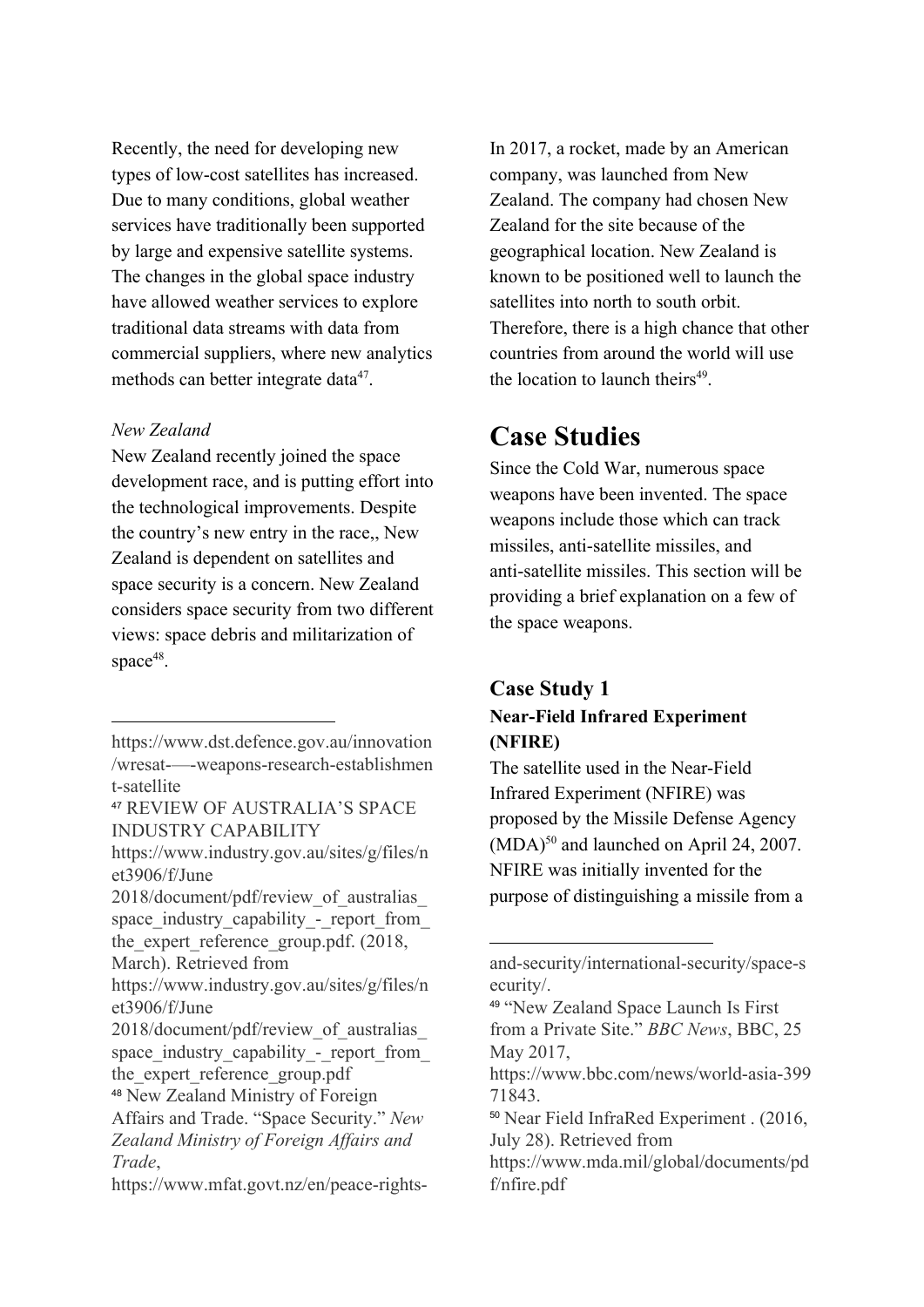Recently, the need for developing new types of low-cost satellites has increased. Due to many conditions, global weather services have traditionally been supported by large and expensive satellite systems. The changes in the global space industry have allowed weather services to explore traditional data streams with data from commercial suppliers, where new analytics methods can better integrate data[47].

*New Zealand*

New Zealand recently joined the space development race, and is putting effort into the technological improvements. Despite the country's new entry in the race,, New Zealand is dependent on satellites and space security is a concern. New Zealand considers space security from two different views: space debris and militarization of space[48].

In 2017, a rocket, made by an American company, was launched from New Zealand. The company had chosen New Zealand for the site because of the geographical location. New Zealand is known to be positioned well to launch the satellites into north to south orbit. Therefore, there is a high chance that other countries from around the world will use the location to launch theirs[49].

# Case Studies

Since the Cold War, numerous space weapons have been invented. The space weapons include those which can track missiles, anti-satellite missiles, and anti-satellite missiles. This section will be providing a brief explanation on a few of the space weapons.

### Case Study 1

**Near-Field Infrared Experiment (NFIRE)**

The satellite used in the Near-Field Infrared Experiment (NFIRE) was proposed by the Missile Defense Agency (MDA)[50] and launched on April 24, 2007. NFIRE was initially invented for the purpose of distinguishing a missile from a

---

https://www.dst.defence.gov.au/innovation/wresat-—-weapons-research-establishment-satellite

[47] REVIEW OF AUSTRALIA'S SPACE INDUSTRY CAPABILITY https://www.industry.gov.au/sites/g/files/net3906/f/June 2018/document/pdf/review_of_australias_space_industry_capability_-_report_from_the_expert_reference_group.pdf. (2018, March). Retrieved from https://www.industry.gov.au/sites/g/files/net3906/f/June 2018/document/pdf/review_of_australias_space_industry_capability_-_report_from_the_expert_reference_group.pdf

[48] New Zealand Ministry of Foreign Affairs and Trade. "Space Security." *New Zealand Ministry of Foreign Affairs and Trade*, https://www.mfat.govt.nz/en/peace-rights-and-security/international-security/space-security/.

[49] "New Zealand Space Launch Is First from a Private Site." *BBC News*, BBC, 25 May 2017, https://www.bbc.com/news/world-asia-39971843.

[50] Near Field InfraRed Experiment . (2016, July 28). Retrieved from https://www.mda.mil/global/documents/pdf/nfire.pdf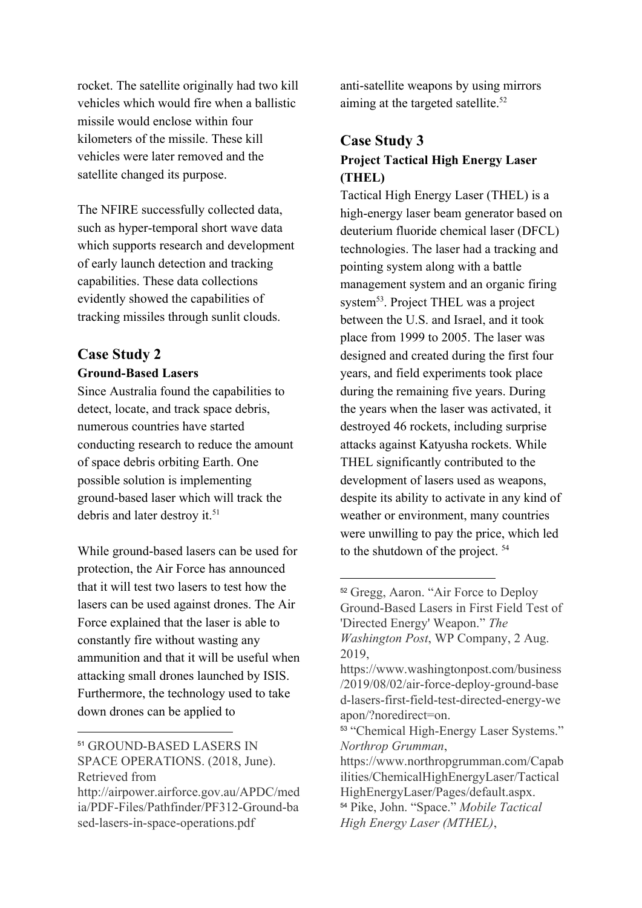rocket. The satellite originally had two kill vehicles which would fire when a ballistic missile would enclose within four kilometers of the missile. These kill vehicles were later removed and the satellite changed its purpose.

The NFIRE successfully collected data, such as hyper-temporal short wave data which supports research and development of early launch detection and tracking capabilities. These data collections evidently showed the capabilities of tracking missiles through sunlit clouds.

## Case Study 2

### Ground-Based Lasers

Since Australia found the capabilities to detect, locate, and track space debris, numerous countries have started conducting research to reduce the amount of space debris orbiting Earth. One possible solution is implementing ground-based laser which will track the debris and later destroy it.[51]

While ground-based lasers can be used for protection, the Air Force has announced that it will test two lasers to test how the lasers can be used against drones. The Air Force explained that the laser is able to constantly fire without wasting any ammunition and that it will be useful when attacking small drones launched by ISIS. Furthermore, the technology used to take down drones can be applied to anti-satellite weapons by using mirrors aiming at the targeted satellite.[52]

## Case Study 3

### Project Tactical High Energy Laser (THEL)

Tactical High Energy Laser (THEL) is a high-energy laser beam generator based on deuterium fluoride chemical laser (DFCL) technologies. The laser had a tracking and pointing system along with a battle management system and an organic firing system[53]. Project THEL was a project between the U.S. and Israel, and it took place from 1999 to 2005. The laser was designed and created during the first four years, and field experiments took place during the remaining five years. During the years when the laser was activated, it destroyed 46 rockets, including surprise attacks against Katyusha rockets. While THEL significantly contributed to the development of lasers used as weapons, despite its ability to activate in any kind of weather or environment, many countries were unwilling to pay the price, which led to the shutdown of the project. [54]

---

[51] GROUND-BASED LASERS IN SPACE OPERATIONS. (2018, June). Retrieved from http://airpower.airforce.gov.au/APDC/media/PDF-Files/Pathfinder/PF312-Ground-based-lasers-in-space-operations.pdf

[52] Gregg, Aaron. "Air Force to Deploy Ground-Based Lasers in First Field Test of 'Directed Energy' Weapon." *The Washington Post*, WP Company, 2 Aug. 2019, https://www.washingtonpost.com/business/2019/08/02/air-force-deploy-ground-based-lasers-first-field-test-directed-energy-weapon/?noredirect=on.

[53] "Chemical High-Energy Laser Systems." *Northrop Grumman*, https://www.northropgrumman.com/Capabilities/ChemicalHighEnergyLaser/TacticalHighEnergyLaser/Pages/default.aspx.

[54] Pike, John. "Space." *Mobile Tactical High Energy Laser (MTHEL)*,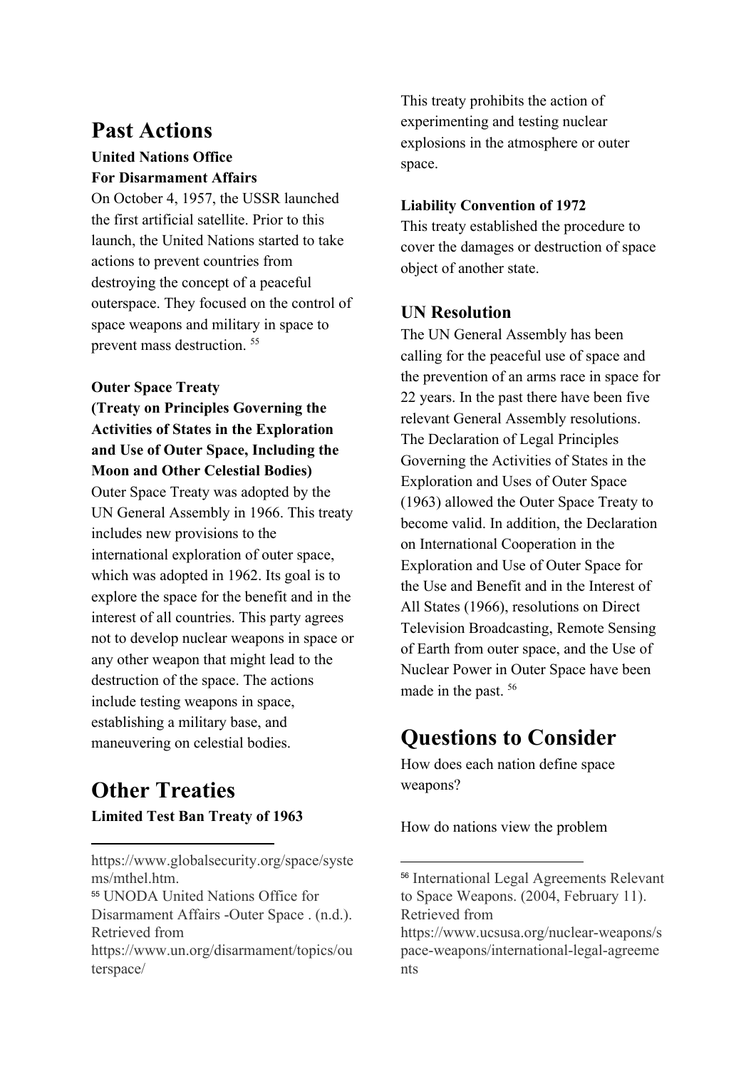## Past Actions

### United Nations Office For Disarmament Affairs

On October 4, 1957, the USSR launched the first artificial satellite. Prior to this launch, the United Nations started to take actions to prevent countries from destroying the concept of a peaceful outerspace. They focused on the control of space weapons and military in space to prevent mass destruction. [55]

### Outer Space Treaty (Treaty on Principles Governing the Activities of States in the Exploration and Use of Outer Space, Including the Moon and Other Celestial Bodies)

Outer Space Treaty was adopted by the UN General Assembly in 1966. This treaty includes new provisions to the international exploration of outer space, which was adopted in 1962. Its goal is to explore the space for the benefit and in the interest of all countries. This party agrees not to develop nuclear weapons in space or any other weapon that might lead to the destruction of the space. The actions include testing weapons in space, establishing a military base, and maneuvering on celestial bodies.

## Other Treaties

### Limited Test Ban Treaty of 1963

This treaty prohibits the action of experimenting and testing nuclear explosions in the atmosphere or outer space.

### Liability Convention of 1972

This treaty established the procedure to cover the damages or destruction of space object of another state.

### UN Resolution

The UN General Assembly has been calling for the peaceful use of space and the prevention of an arms race in space for 22 years. In the past there have been five relevant General Assembly resolutions. The Declaration of Legal Principles Governing the Activities of States in the Exploration and Uses of Outer Space (1963) allowed the Outer Space Treaty to become valid. In addition, the Declaration on International Cooperation in the Exploration and Use of Outer Space for the Use and Benefit and in the Interest of All States (1966), resolutions on Direct Television Broadcasting, Remote Sensing of Earth from outer space, and the Use of Nuclear Power in Outer Space have been made in the past. [56]

## Questions to Consider

How does each nation define space weapons?

How do nations view the problem

---

https://www.globalsecurity.org/space/systems/mthel.htm.

[55] UNODA United Nations Office for Disarmament Affairs -Outer Space . (n.d.). Retrieved from https://www.un.org/disarmament/topics/outerspace/

[56] International Legal Agreements Relevant to Space Weapons. (2004, February 11). Retrieved from https://www.ucsusa.org/nuclear-weapons/space-weapons/international-legal-agreements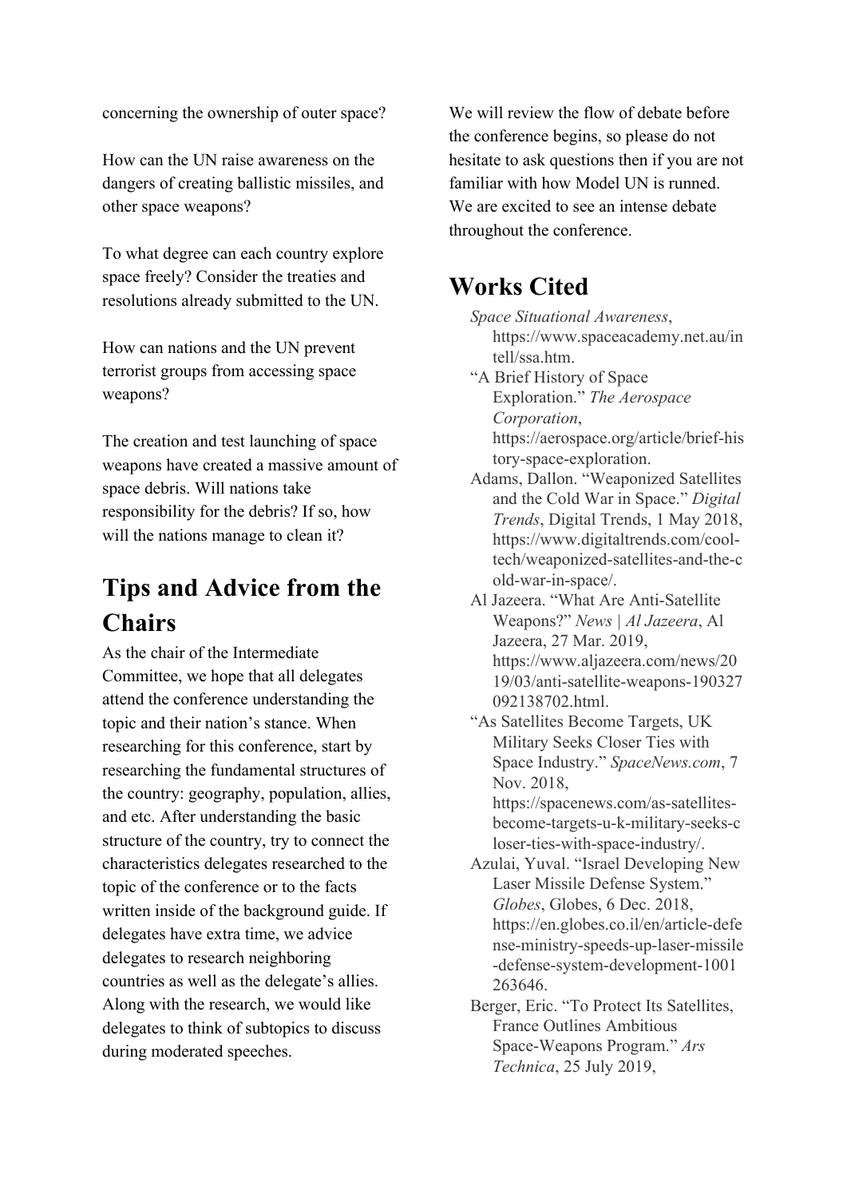concerning the ownership of outer space?

How can the UN raise awareness on the dangers of creating ballistic missiles, and other space weapons?

To what degree can each country explore space freely? Consider the treaties and resolutions already submitted to the UN.

How can nations and the UN prevent terrorist groups from accessing space weapons?

The creation and test launching of space weapons have created a massive amount of space debris. Will nations take responsibility for the debris? If so, how will the nations manage to clean it?

## Tips and Advice from the Chairs

As the chair of the Intermediate Committee, we hope that all delegates attend the conference understanding the topic and their nation's stance. When researching for this conference, start by researching the fundamental structures of the country: geography, population, allies, and etc. After understanding the basic structure of the country, try to connect the characteristics delegates researched to the topic of the conference or to the facts written inside of the background guide. If delegates have extra time, we advice delegates to research neighboring countries as well as the delegate's allies. Along with the research, we would like delegates to think of subtopics to discuss during moderated speeches.

We will review the flow of debate before the conference begins, so please do not hesitate to ask questions then if you are not familiar with how Model UN is runned. We are excited to see an intense debate throughout the conference.

## Works Cited

*Space Situational Awareness*, https://www.spaceacademy.net.au/intell/ssa.htm.

"A Brief History of Space Exploration." *The Aerospace Corporation*, https://aerospace.org/article/brief-history-space-exploration.

Adams, Dallon. "Weaponized Satellites and the Cold War in Space." *Digital Trends*, Digital Trends, 1 May 2018, https://www.digitaltrends.com/cool-tech/weaponized-satellites-and-the-cold-war-in-space/.

Al Jazeera. "What Are Anti-Satellite Weapons?" *News | Al Jazeera*, Al Jazeera, 27 Mar. 2019, https://www.aljazeera.com/news/2019/03/anti-satellite-weapons-190327092138702.html.

"As Satellites Become Targets, UK Military Seeks Closer Ties with Space Industry." *SpaceNews.com*, 7 Nov. 2018, https://spacenews.com/as-satellites-become-targets-u-k-military-seeks-closer-ties-with-space-industry/.

Azulai, Yuval. "Israel Developing New Laser Missile Defense System." *Globes*, Globes, 6 Dec. 2018, https://en.globes.co.il/en/article-defense-ministry-speeds-up-laser-missile-defense-system-development-1001263646.

Berger, Eric. "To Protect Its Satellites, France Outlines Ambitious Space-Weapons Program." *Ars Technica*, 25 July 2019,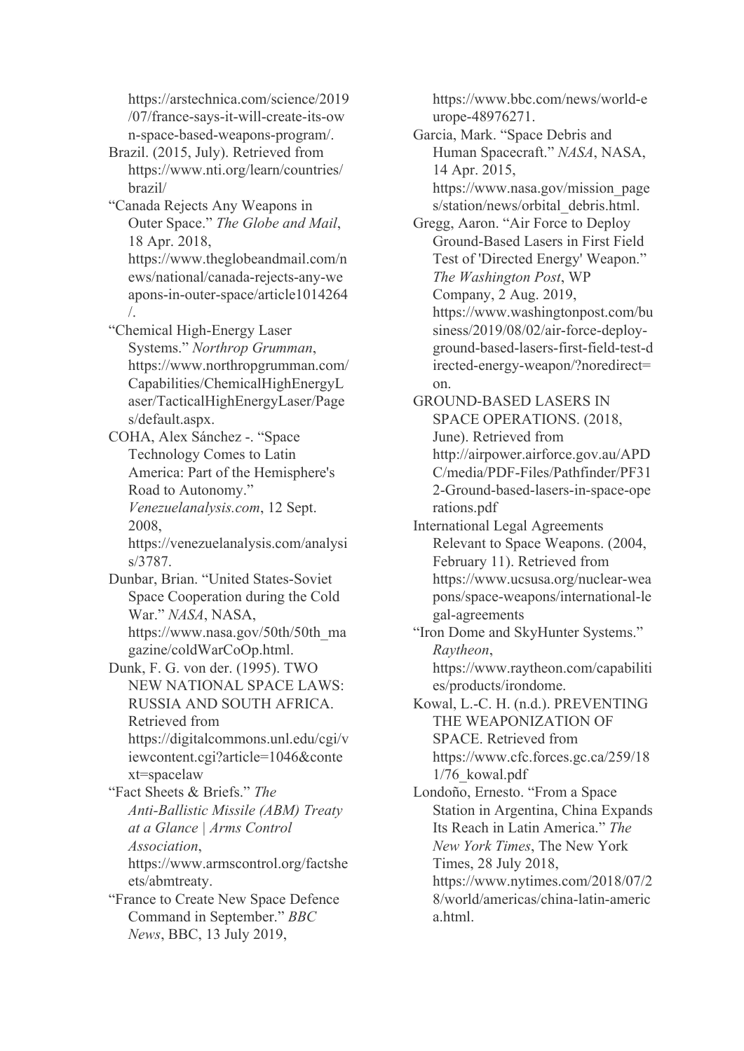https://arstechnica.com/science/2019/07/france-says-it-will-create-its-own-space-based-weapons-program/.

Brazil. (2015, July). Retrieved from https://www.nti.org/learn/countries/brazil/

"Canada Rejects Any Weapons in Outer Space." *The Globe and Mail*, 18 Apr. 2018, https://www.theglobeandmail.com/news/national/canada-rejects-any-weapons-in-outer-space/article1014264/.

"Chemical High-Energy Laser Systems." *Northrop Grumman*, https://www.northropgrumman.com/Capabilities/ChemicalHighEnergyLaser/TacticalHighEnergyLaser/Pages/default.aspx.

COHA, Alex Sánchez -. "Space Technology Comes to Latin America: Part of the Hemisphere's Road to Autonomy." *Venezuelanalysis.com*, 12 Sept. 2008, https://venezuelanalysis.com/analysis/3787.

Dunbar, Brian. "United States-Soviet Space Cooperation during the Cold War." *NASA*, NASA, https://www.nasa.gov/50th/50th_magazine/coldWarCoOp.html.

Dunk, F. G. von der. (1995). TWO NEW NATIONAL SPACE LAWS: RUSSIA AND SOUTH AFRICA. Retrieved from https://digitalcommons.unl.edu/cgi/viewcontent.cgi?article=1046&context=spacelaw

"Fact Sheets & Briefs." *The Anti-Ballistic Missile (ABM) Treaty at a Glance | Arms Control Association*, https://www.armscontrol.org/factsheets/abmtreaty.

"France to Create New Space Defence Command in September." *BBC News*, BBC, 13 July 2019, https://www.bbc.com/news/world-europe-48976271.

Garcia, Mark. "Space Debris and Human Spacecraft." *NASA*, NASA, 14 Apr. 2015, https://www.nasa.gov/mission_pages/station/news/orbital_debris.html.

Gregg, Aaron. "Air Force to Deploy Ground-Based Lasers in First Field Test of 'Directed Energy' Weapon." *The Washington Post*, WP Company, 2 Aug. 2019, https://www.washingtonpost.com/business/2019/08/02/air-force-deploy-ground-based-lasers-first-field-test-directed-energy-weapon/?noredirect=on.

GROUND-BASED LASERS IN SPACE OPERATIONS. (2018, June). Retrieved from http://airpower.airforce.gov.au/APDC/media/PDF-Files/Pathfinder/PF312-Ground-based-lasers-in-space-operations.pdf

International Legal Agreements Relevant to Space Weapons. (2004, February 11). Retrieved from https://www.ucsusa.org/nuclear-weapons/space-weapons/international-legal-agreements

"Iron Dome and SkyHunter Systems." *Raytheon*, https://www.raytheon.com/capabilities/products/irondome.

Kowal, L.-C. H. (n.d.). PREVENTING THE WEAPONIZATION OF SPACE. Retrieved from https://www.cfc.forces.gc.ca/259/181/76_kowal.pdf

Londoño, Ernesto. "From a Space Station in Argentina, China Expands Its Reach in Latin America." *The New York Times*, The New York Times, 28 July 2018, https://www.nytimes.com/2018/07/28/world/americas/china-latin-america.html.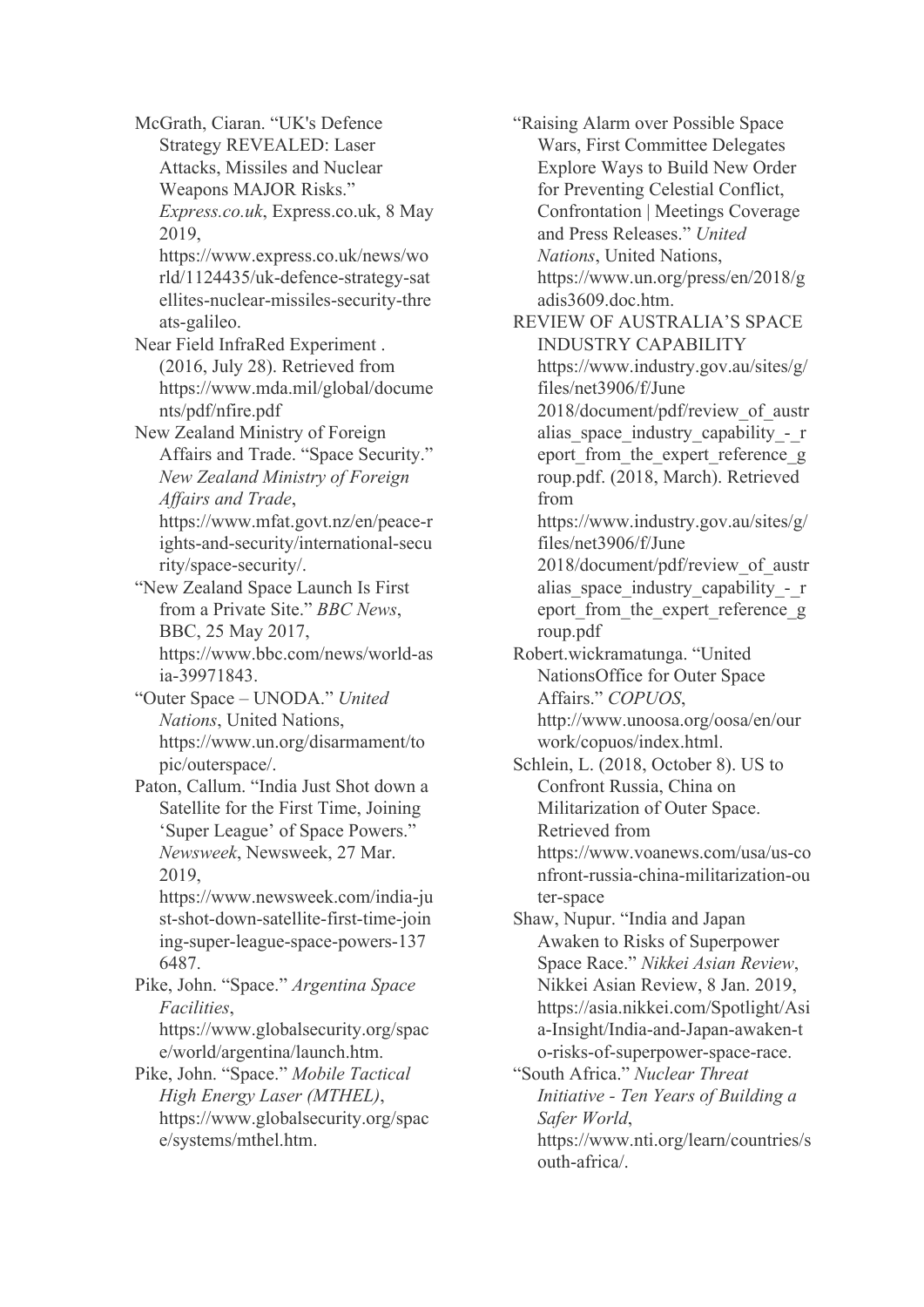McGrath, Ciaran. "UK's Defence Strategy REVEALED: Laser Attacks, Missiles and Nuclear Weapons MAJOR Risks." *Express.co.uk*, Express.co.uk, 8 May 2019, https://www.express.co.uk/news/world/1124435/uk-defence-strategy-satellites-nuclear-missiles-security-threats-galileo.

Near Field InfraRed Experiment . (2016, July 28). Retrieved from https://www.mda.mil/global/documents/pdf/nfire.pdf

New Zealand Ministry of Foreign Affairs and Trade. "Space Security." *New Zealand Ministry of Foreign Affairs and Trade*, https://www.mfat.govt.nz/en/peace-rights-and-security/international-security/space-security/.

"New Zealand Space Launch Is First from a Private Site." *BBC News*, BBC, 25 May 2017, https://www.bbc.com/news/world-asia-39971843.

"Outer Space – UNODA." *United Nations*, United Nations, https://www.un.org/disarmament/topic/outerspace/.

Paton, Callum. "India Just Shot down a Satellite for the First Time, Joining 'Super League' of Space Powers." *Newsweek*, Newsweek, 27 Mar. 2019, https://www.newsweek.com/india-just-shot-down-satellite-first-time-joining-super-league-space-powers-1376487.

Pike, John. "Space." *Argentina Space Facilities*, https://www.globalsecurity.org/space/world/argentina/launch.htm.

Pike, John. "Space." *Mobile Tactical High Energy Laser (MTHEL)*, https://www.globalsecurity.org/space/systems/mthel.htm.

"Raising Alarm over Possible Space Wars, First Committee Delegates Explore Ways to Build New Order for Preventing Celestial Conflict, Confrontation | Meetings Coverage and Press Releases." *United Nations*, United Nations, https://www.un.org/press/en/2018/gadis3609.doc.htm.

REVIEW OF AUSTRALIA'S SPACE INDUSTRY CAPABILITY https://www.industry.gov.au/sites/g/files/net3906/f/June 2018/document/pdf/review_of_australias_space_industry_capability_-_report_from_the_expert_reference_group.pdf. (2018, March). Retrieved from https://www.industry.gov.au/sites/g/files/net3906/f/June 2018/document/pdf/review_of_australias_space_industry_capability_-_report_from_the_expert_reference_group.pdf

Robert.wickramatunga. "United NationsOffice for Outer Space Affairs." *COPUOS*, http://www.unoosa.org/oosa/en/ourwork/copuos/index.html.

Schlein, L. (2018, October 8). US to Confront Russia, China on Militarization of Outer Space. Retrieved from https://www.voanews.com/usa/us-confront-russia-china-militarization-outer-space

Shaw, Nupur. "India and Japan Awaken to Risks of Superpower Space Race." *Nikkei Asian Review*, Nikkei Asian Review, 8 Jan. 2019, https://asia.nikkei.com/Spotlight/Asia-Insight/India-and-Japan-awaken-to-risks-of-superpower-space-race.

"South Africa." *Nuclear Threat Initiative - Ten Years of Building a Safer World*, https://www.nti.org/learn/countries/south-africa/.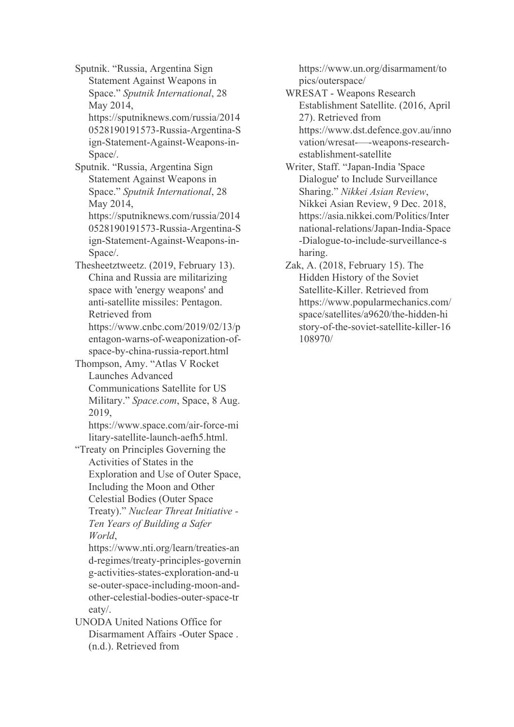Sputnik. "Russia, Argentina Sign Statement Against Weapons in Space." *Sputnik International*, 28 May 2014, https://sputniknews.com/russia/20140528190191573-Russia-Argentina-Sign-Statement-Against-Weapons-in-Space/.

Sputnik. "Russia, Argentina Sign Statement Against Weapons in Space." *Sputnik International*, 28 May 2014, https://sputniknews.com/russia/20140528190191573-Russia-Argentina-Sign-Statement-Against-Weapons-in-Space/.

Thesheetztweetz. (2019, February 13). China and Russia are militarizing space with 'energy weapons' and anti-satellite missiles: Pentagon. Retrieved from https://www.cnbc.com/2019/02/13/pentagon-warns-of-weaponization-of-space-by-china-russia-report.html

Thompson, Amy. "Atlas V Rocket Launches Advanced Communications Satellite for US Military." *Space.com*, Space, 8 Aug. 2019, https://www.space.com/air-force-military-satellite-launch-aefh5.html.

"Treaty on Principles Governing the Activities of States in the Exploration and Use of Outer Space, Including the Moon and Other Celestial Bodies (Outer Space Treaty)." *Nuclear Threat Initiative - Ten Years of Building a Safer World*, https://www.nti.org/learn/treaties-and-regimes/treaty-principles-governing-activities-states-exploration-and-use-outer-space-including-moon-and-other-celestial-bodies-outer-space-treaty/.

UNODA United Nations Office for Disarmament Affairs -Outer Space . (n.d.). Retrieved from https://www.un.org/disarmament/topics/outerspace/

WRESAT - Weapons Research Establishment Satellite. (2016, April 27). Retrieved from https://www.dst.defence.gov.au/innovation/wresat-—-weapons-research-establishment-satellite

Writer, Staff. "Japan-India 'Space Dialogue' to Include Surveillance Sharing." *Nikkei Asian Review*, Nikkei Asian Review, 9 Dec. 2018, https://asia.nikkei.com/Politics/International-relations/Japan-India-Space-Dialogue-to-include-surveillance-sharing.

Zak, A. (2018, February 15). The Hidden History of the Soviet Satellite-Killer. Retrieved from https://www.popularmechanics.com/space/satellites/a9620/the-hidden-history-of-the-soviet-satellite-killer-16108970/